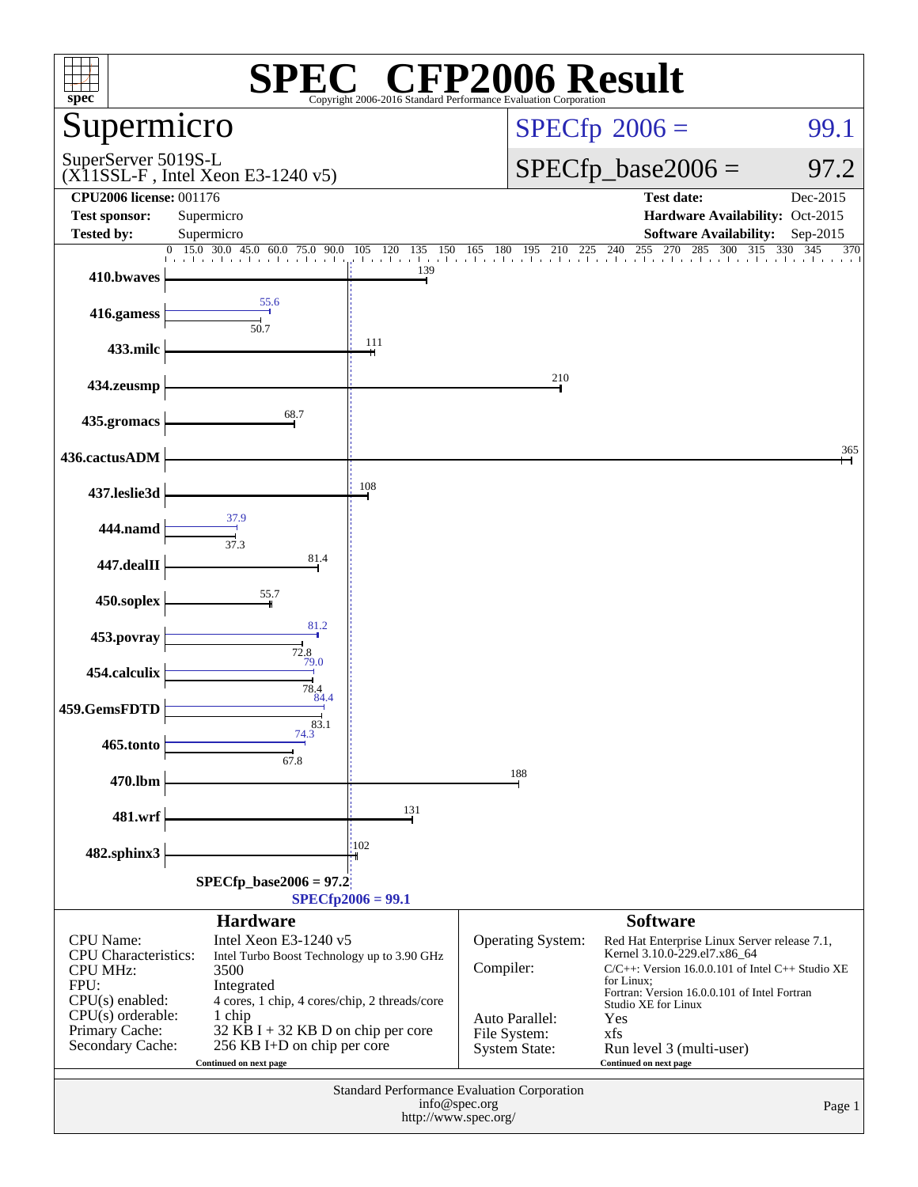# SPEC® CFP2006 Result

Copyright 2006-2016 Standard Performance Evaluation Corporation

## Supermicro

SuperServer 5019S-L
(X11SSL-F , Intel Xeon E3-1240 v5)

SPECfp 2006 = 99.1

SPECfp_base2006 = 97.2

| | | | |
|---|---|---|---|
| **CPU2006 license:** 001176 | | **Test date:** | Dec-2015 |
| **Test sponsor:** | Supermicro | **Hardware Availability:** | Oct-2015 |
| **Tested by:** | Supermicro | **Software Availability:** | Sep-2015 |

| Benchmark | Base | Peak |
|---|---|---|
| 410.bwaves | 139 | |
| 416.gamess | 50.7 | 55.6 |
| 433.milc | 111 | |
| 434.zeusmp | 210 | |
| 435.gromacs | 68.7 | |
| 436.cactusADM | 365 | |
| 437.leslie3d | 108 | |
| 444.namd | 37.3 | 37.9 |
| 447.dealII | 81.4 | |
| 450.soplex | 55.7 | |
| 453.povray | 72.8 | 81.2 |
| 454.calculix | 78.4 | 79.0 |
| 459.GemsFDTD | 83.1 | 84.4 |
| 465.tonto | 67.8 | 74.3 |
| 470.lbm | 188 | |
| 481.wrf | 131 | |
| 482.sphinx3 | 102 | |

SPECfp_base2006 = 97.2

SPECfp2006 = 99.1

## Hardware

| | |
|---|---|
| CPU Name: | Intel Xeon E3-1240 v5 |
| CPU Characteristics: | Intel Turbo Boost Technology up to 3.90 GHz |
| CPU MHz: | 3500 |
| FPU: | Integrated |
| CPU(s) enabled: | 4 cores, 1 chip, 4 cores/chip, 2 threads/core |
| CPU(s) orderable: | 1 chip |
| Primary Cache: | 32 KB I + 32 KB D on chip per core |
| Secondary Cache: | 256 KB I+D on chip per core |

Continued on next page

## Software

| | |
|---|---|
| Operating System: | Red Hat Enterprise Linux Server release 7.1, Kernel 3.10.0-229.el7.x86_64 |
| Compiler: | C/C++: Version 16.0.0.101 of Intel C++ Studio XE for Linux; Fortran: Version 16.0.0.101 of Intel Fortran Studio XE for Linux |
| Auto Parallel: | Yes |
| File System: | xfs |
| System State: | Run level 3 (multi-user) |

Continued on next page

Standard Performance Evaluation Corporation
info@spec.org
http://www.spec.org/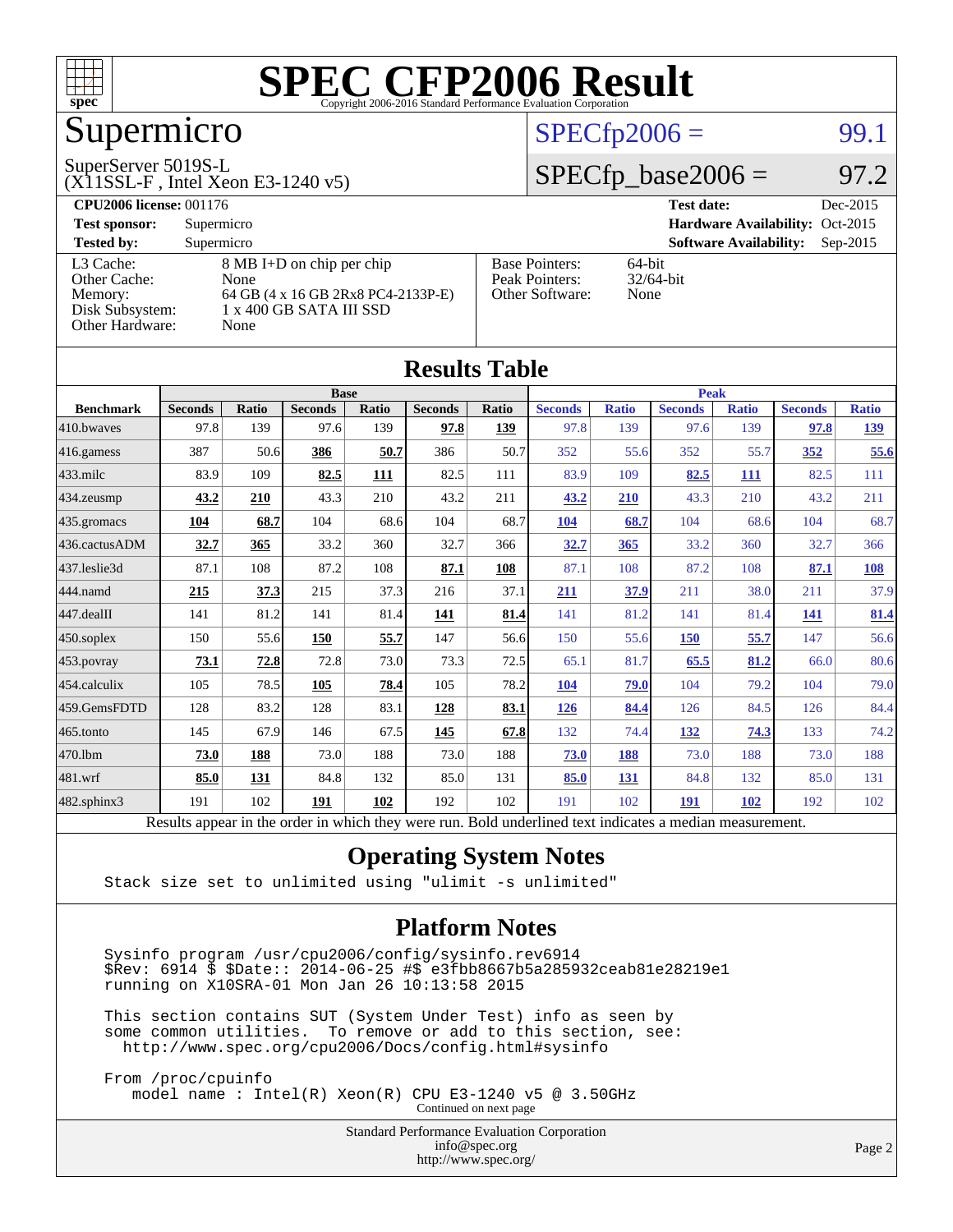# SPEC CFP2006 Result

Copyright 2006-2016 Standard Performance Evaluation Corporation

## Supermicro

SuperServer 5019S-L
(X11SSL-F , Intel Xeon E3-1240 v5)

SPECfp2006 = 99.1

SPECfp_base2006 = 97.2

| | | | |
|---|---|---|---|
| **CPU2006 license:** 001176 | | **Test date:** | Dec-2015 |
| **Test sponsor:** | Supermicro | **Hardware Availability:** | Oct-2015 |
| **Tested by:** | Supermicro | **Software Availability:** | Sep-2015 |

| | |
|---|---|
| L3 Cache: | 8 MB I+D on chip per chip |
| Other Cache: | None |
| Memory: | 64 GB (4 x 16 GB 2Rx8 PC4-2133P-E) |
| Disk Subsystem: | 1 x 400 GB SATA III SSD |
| Other Hardware: | None |

| | |
|---|---|
| Base Pointers: | 64-bit |
| Peak Pointers: | 32/64-bit |
| Other Software: | None |

## Results Table

| Benchmark | Base | | | | | | Peak | | | | | |
|---|---|---|---|---|---|---|---|---|---|---|---|---|
| | Seconds | Ratio | Seconds | Ratio | Seconds | Ratio | Seconds | Ratio | Seconds | Ratio | Seconds | Ratio |
| 410.bwaves | 97.8 | 139 | 97.6 | 139 | **97.8** | **139** | 97.8 | 139 | 97.6 | 139 | **97.8** | **139** |
| 416.gamess | 387 | 50.6 | **386** | **50.7** | 386 | 50.7 | 352 | 55.6 | 352 | 55.7 | **352** | **55.6** |
| 433.milc | 83.9 | 109 | **82.5** | **111** | 82.5 | 111 | 83.9 | 109 | **82.5** | **111** | 82.5 | 111 |
| 434.zeusmp | **43.2** | **210** | 43.3 | 210 | 43.2 | 211 | **43.2** | **210** | 43.3 | 210 | 43.2 | 211 |
| 435.gromacs | **104** | **68.7** | 104 | 68.6 | 104 | 68.7 | **104** | **68.7** | 104 | 68.6 | 104 | 68.7 |
| 436.cactusADM | **32.7** | **365** | 33.2 | 360 | 32.7 | 366 | **32.7** | **365** | 33.2 | 360 | 32.7 | 366 |
| 437.leslie3d | 87.1 | 108 | 87.2 | 108 | **87.1** | **108** | 87.1 | 108 | 87.2 | 108 | **87.1** | **108** |
| 444.namd | **215** | **37.3** | 215 | 37.3 | 216 | 37.1 | **211** | **37.9** | 211 | 38.0 | 211 | 37.9 |
| 447.dealII | 141 | 81.2 | 141 | 81.4 | **141** | **81.4** | 141 | 81.2 | 141 | 81.4 | **141** | **81.4** |
| 450.soplex | 150 | 55.6 | **150** | **55.7** | 147 | 56.6 | 150 | 55.6 | **150** | **55.7** | 147 | 56.6 |
| 453.povray | **73.1** | **72.8** | 72.8 | 73.0 | 73.3 | 72.5 | 65.1 | 81.7 | **65.5** | **81.2** | 66.0 | 80.6 |
| 454.calculix | 105 | 78.5 | **105** | **78.4** | 105 | 78.2 | **104** | **79.0** | 104 | 79.2 | 104 | 79.0 |
| 459.GemsFDTD | 128 | 83.2 | 128 | 83.1 | **128** | **83.1** | **126** | **84.4** | 126 | 84.5 | 126 | 84.4 |
| 465.tonto | 145 | 67.9 | 146 | 67.5 | **145** | **67.8** | 132 | 74.4 | **132** | **74.3** | 133 | 74.2 |
| 470.lbm | **73.0** | **188** | 73.0 | 188 | 73.0 | 188 | **73.0** | **188** | 73.0 | 188 | 73.0 | 188 |
| 481.wrf | **85.0** | **131** | 84.8 | 132 | 85.0 | 131 | **85.0** | **131** | 84.8 | 132 | 85.0 | 131 |
| 482.sphinx3 | 191 | 102 | **191** | **102** | 192 | 102 | 191 | 102 | **191** | **102** | 192 | 102 |

Results appear in the order in which they were run. Bold underlined text indicates a median measurement.

## Operating System Notes

```
Stack size set to unlimited using "ulimit -s unlimited"
```

## Platform Notes

```
Sysinfo program /usr/cpu2006/config/sysinfo.rev6914
$Rev: 6914 $ $Date:: 2014-06-25 #$ e3fbb8667b5a285932ceab81e28219e1
running on X10SRA-01 Mon Jan 26 10:13:58 2015

This section contains SUT (System Under Test) info as seen by
some common utilities.  To remove or add to this section, see:
  http://www.spec.org/cpu2006/Docs/config.html#sysinfo

From /proc/cpuinfo
   model name : Intel(R) Xeon(R) CPU E3-1240 v5 @ 3.50GHz
```

Continued on next page

Standard Performance Evaluation Corporation
info@spec.org
http://www.spec.org/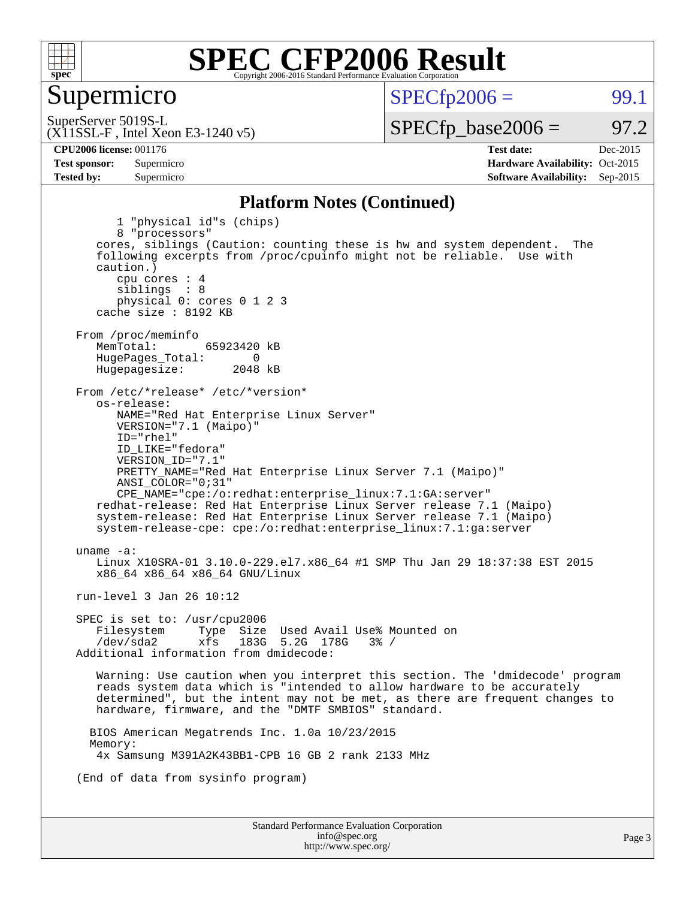# SPEC CFP2006 Result

Copyright 2006-2016 Standard Performance Evaluation Corporation

## Supermicro

SuperServer 5019S-L
(X11SSL-F , Intel Xeon E3-1240 v5)

SPECfp2006 = 99.1

SPECfp_base2006 = 97.2

| | | | |
|---|---|---|---|
| **CPU2006 license:** 001176 | | **Test date:** | Dec-2015 |
| **Test sponsor:** | Supermicro | **Hardware Availability:** | Oct-2015 |
| **Tested by:** | Supermicro | **Software Availability:** | Sep-2015 |

### Platform Notes (Continued)

```
        1 "physical id"s (chips)
        8 "processors"
    cores, siblings (Caution: counting these is hw and system dependent.  The
    following excerpts from /proc/cpuinfo might not be reliable.  Use with
    caution.)
        cpu cores : 4
        siblings  : 8
        physical 0: cores 0 1 2 3
    cache size : 8192 KB

 From /proc/meminfo
    MemTotal:       65923420 kB
    HugePages_Total:       0
    Hugepagesize:       2048 kB

 From /etc/*release* /etc/*version*
    os-release:
        NAME="Red Hat Enterprise Linux Server"
        VERSION="7.1 (Maipo)"
        ID="rhel"
        ID_LIKE="fedora"
        VERSION_ID="7.1"
        PRETTY_NAME="Red Hat Enterprise Linux Server 7.1 (Maipo)"
        ANSI_COLOR="0;31"
        CPE_NAME="cpe:/o:redhat:enterprise_linux:7.1:GA:server"
    redhat-release: Red Hat Enterprise Linux Server release 7.1 (Maipo)
    system-release: Red Hat Enterprise Linux Server release 7.1 (Maipo)
    system-release-cpe: cpe:/o:redhat:enterprise_linux:7.1:ga:server

 uname -a:
    Linux X10SRA-01 3.10.0-229.el7.x86_64 #1 SMP Thu Jan 29 18:37:38 EST 2015
    x86_64 x86_64 x86_64 GNU/Linux

 run-level 3 Jan 26 10:12

 SPEC is set to: /usr/cpu2006
    Filesystem     Type  Size  Used Avail Use% Mounted on
    /dev/sda2      xfs   183G  5.2G  178G   3% /
 Additional information from dmidecode:

    Warning: Use caution when you interpret this section. The 'dmidecode' program
    reads system data which is "intended to allow hardware to be accurately
    determined", but the intent may not be met, as there are frequent changes to
    hardware, firmware, and the "DMTF SMBIOS" standard.

   BIOS American Megatrends Inc. 1.0a 10/23/2015
   Memory:
    4x Samsung M391A2K43BB1-CPB 16 GB 2 rank 2133 MHz

 (End of data from sysinfo program)
```

Standard Performance Evaluation Corporation
info@spec.org
http://www.spec.org/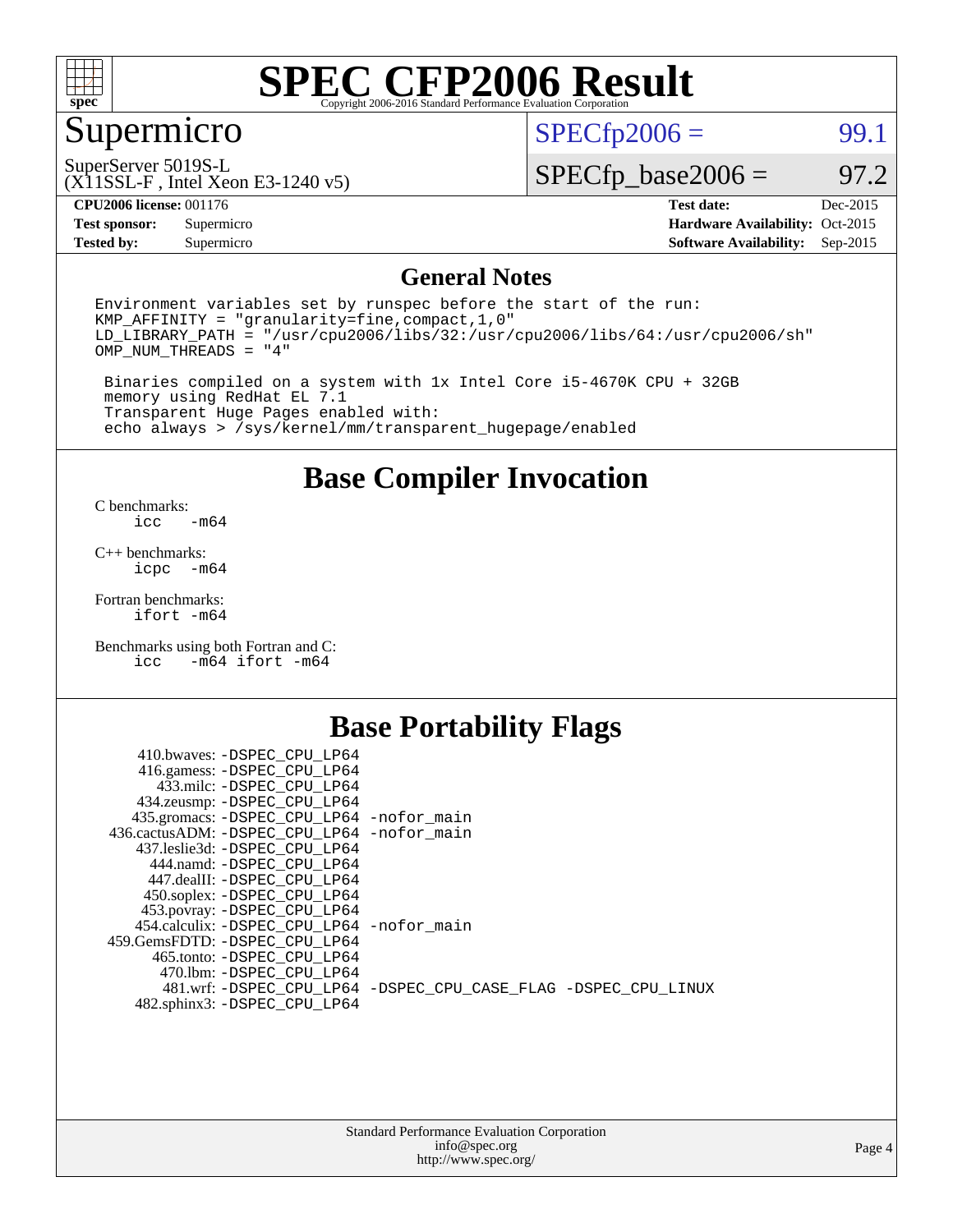# SPEC CFP2006 Result

Copyright 2006-2016 Standard Performance Evaluation Corporation

## Supermicro

SuperServer 5019S-L
(X11SSL-F , Intel Xeon E3-1240 v5)

SPECfp2006 = 99.1

SPECfp_base2006 = 97.2

| | | | |
|---|---|---|---|
| **CPU2006 license:** 001176 | | **Test date:** | Dec-2015 |
| **Test sponsor:** | Supermicro | **Hardware Availability:** | Oct-2015 |
| **Tested by:** | Supermicro | **Software Availability:** | Sep-2015 |

## General Notes

```
Environment variables set by runspec before the start of the run:
KMP_AFFINITY = "granularity=fine,compact,1,0"
LD_LIBRARY_PATH = "/usr/cpu2006/libs/32:/usr/cpu2006/libs/64:/usr/cpu2006/sh"
OMP_NUM_THREADS = "4"

 Binaries compiled on a system with 1x Intel Core i5-4670K CPU + 32GB
 memory using RedHat EL 7.1
 Transparent Huge Pages enabled with:
 echo always > /sys/kernel/mm/transparent_hugepage/enabled
```

## Base Compiler Invocation

C benchmarks:
```
icc  -m64
```

C++ benchmarks:
```
icpc  -m64
```

Fortran benchmarks:
```
ifort -m64
```

Benchmarks using both Fortran and C:
```
icc  -m64 ifort -m64
```

## Base Portability Flags

```
  410.bwaves: -DSPEC_CPU_LP64
  416.gamess: -DSPEC_CPU_LP64
    433.milc: -DSPEC_CPU_LP64
  434.zeusmp: -DSPEC_CPU_LP64
 435.gromacs: -DSPEC_CPU_LP64 -nofor_main
436.cactusADM: -DSPEC_CPU_LP64 -nofor_main
 437.leslie3d: -DSPEC_CPU_LP64
    444.namd: -DSPEC_CPU_LP64
  447.dealII: -DSPEC_CPU_LP64
  450.soplex: -DSPEC_CPU_LP64
  453.povray: -DSPEC_CPU_LP64
 454.calculix: -DSPEC_CPU_LP64 -nofor_main
459.GemsFDTD: -DSPEC_CPU_LP64
   465.tonto: -DSPEC_CPU_LP64
     470.lbm: -DSPEC_CPU_LP64
     481.wrf: -DSPEC_CPU_LP64 -DSPEC_CPU_CASE_FLAG -DSPEC_CPU_LINUX
  482.sphinx3: -DSPEC_CPU_LP64
```

Standard Performance Evaluation Corporation
info@spec.org
http://www.spec.org/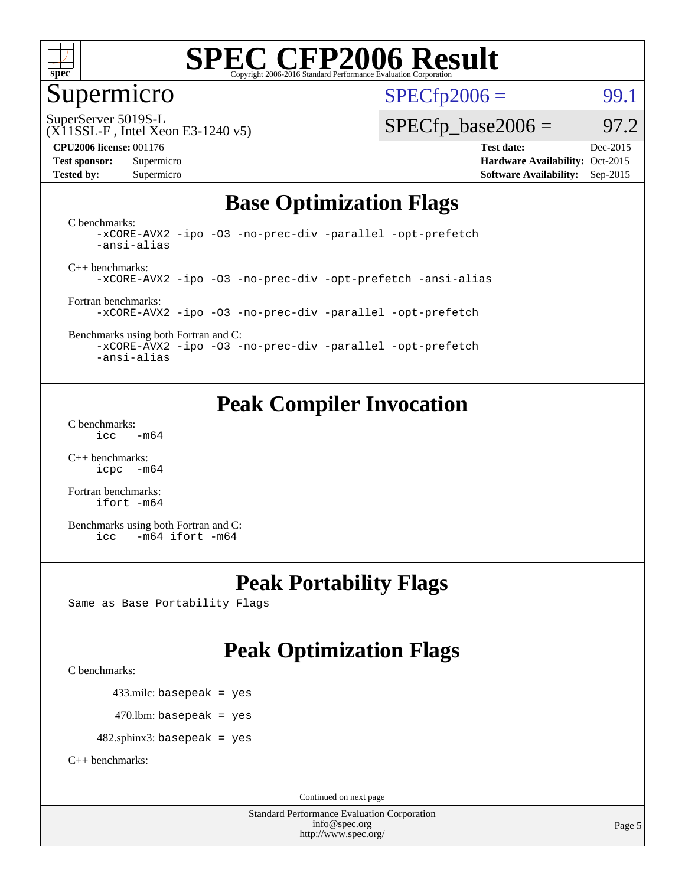# SPEC CFP2006 Result

Copyright 2006-2016 Standard Performance Evaluation Corporation

## Supermicro

SuperServer 5019S-L
(X11SSL-F , Intel Xeon E3-1240 v5)

SPECfp2006 = 99.1

SPECfp_base2006 = 97.2

**CPU2006 license:** 001176
**Test sponsor:** Supermicro
**Tested by:** Supermicro

**Test date:** Dec-2015
**Hardware Availability:** Oct-2015
**Software Availability:** Sep-2015

## Base Optimization Flags

C benchmarks:
```
-xCORE-AVX2 -ipo -O3 -no-prec-div -parallel -opt-prefetch
-ansi-alias
```

C++ benchmarks:
```
-xCORE-AVX2 -ipo -O3 -no-prec-div -opt-prefetch -ansi-alias
```

Fortran benchmarks:
```
-xCORE-AVX2 -ipo -O3 -no-prec-div -parallel -opt-prefetch
```

Benchmarks using both Fortran and C:
```
-xCORE-AVX2 -ipo -O3 -no-prec-div -parallel -opt-prefetch
-ansi-alias
```

## Peak Compiler Invocation

C benchmarks:
```
icc   -m64
```

C++ benchmarks:
```
icpc  -m64
```

Fortran benchmarks:
```
ifort -m64
```

Benchmarks using both Fortran and C:
```
icc   -m64 ifort -m64
```

## Peak Portability Flags

Same as Base Portability Flags

## Peak Optimization Flags

C benchmarks:

433.milc: basepeak = yes

470.lbm: basepeak = yes

482.sphinx3: basepeak = yes

C++ benchmarks:

Continued on next page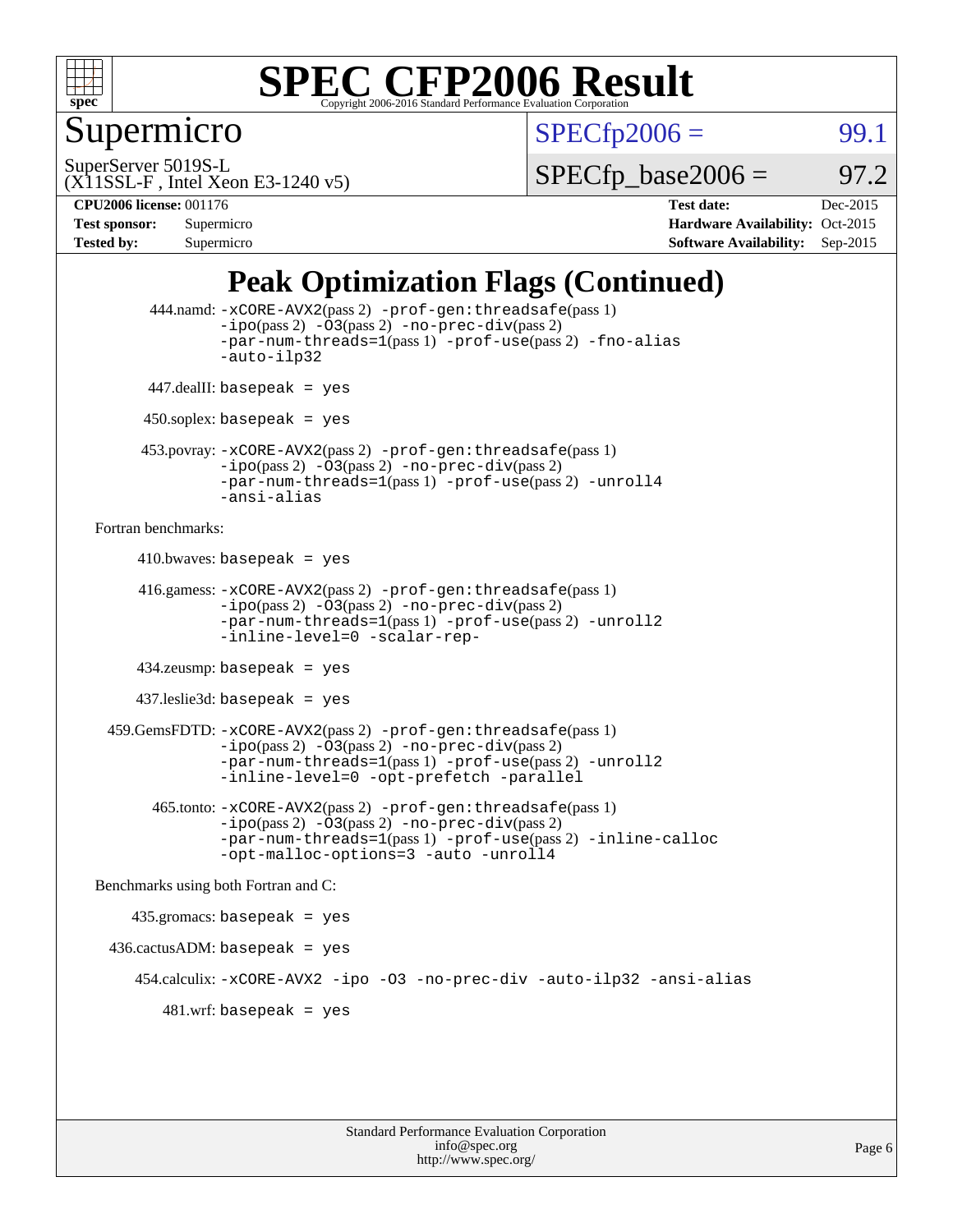# Peak Optimization Flags (Continued)

444.namd: -xCORE-AVX2(pass 2) -prof-gen:threadsafe(pass 1) -ipo(pass 2) -O3(pass 2) -no-prec-div(pass 2) -par-num-threads=1(pass 1) -prof-use(pass 2) -fno-alias -auto-ilp32

447.dealII: basepeak = yes

450.soplex: basepeak = yes

453.povray: -xCORE-AVX2(pass 2) -prof-gen:threadsafe(pass 1) -ipo(pass 2) -O3(pass 2) -no-prec-div(pass 2) -par-num-threads=1(pass 1) -prof-use(pass 2) -unroll4 -ansi-alias

Fortran benchmarks:

410.bwaves: basepeak = yes

416.gamess: -xCORE-AVX2(pass 2) -prof-gen:threadsafe(pass 1) -ipo(pass 2) -O3(pass 2) -no-prec-div(pass 2) -par-num-threads=1(pass 1) -prof-use(pass 2) -unroll2 -inline-level=0 -scalar-rep-

434.zeusmp: basepeak = yes

437.leslie3d: basepeak = yes

459.GemsFDTD: -xCORE-AVX2(pass 2) -prof-gen:threadsafe(pass 1) -ipo(pass 2) -O3(pass 2) -no-prec-div(pass 2) -par-num-threads=1(pass 1) -prof-use(pass 2) -unroll2 -inline-level=0 -opt-prefetch -parallel

465.tonto: -xCORE-AVX2(pass 2) -prof-gen:threadsafe(pass 1) -ipo(pass 2) -O3(pass 2) -no-prec-div(pass 2) -par-num-threads=1(pass 1) -prof-use(pass 2) -inline-calloc -opt-malloc-options=3 -auto -unroll4

Benchmarks using both Fortran and C:

435.gromacs: basepeak = yes

436.cactusADM: basepeak = yes

454.calculix: -xCORE-AVX2 -ipo -O3 -no-prec-div -auto-ilp32 -ansi-alias

481.wrf: basepeak = yes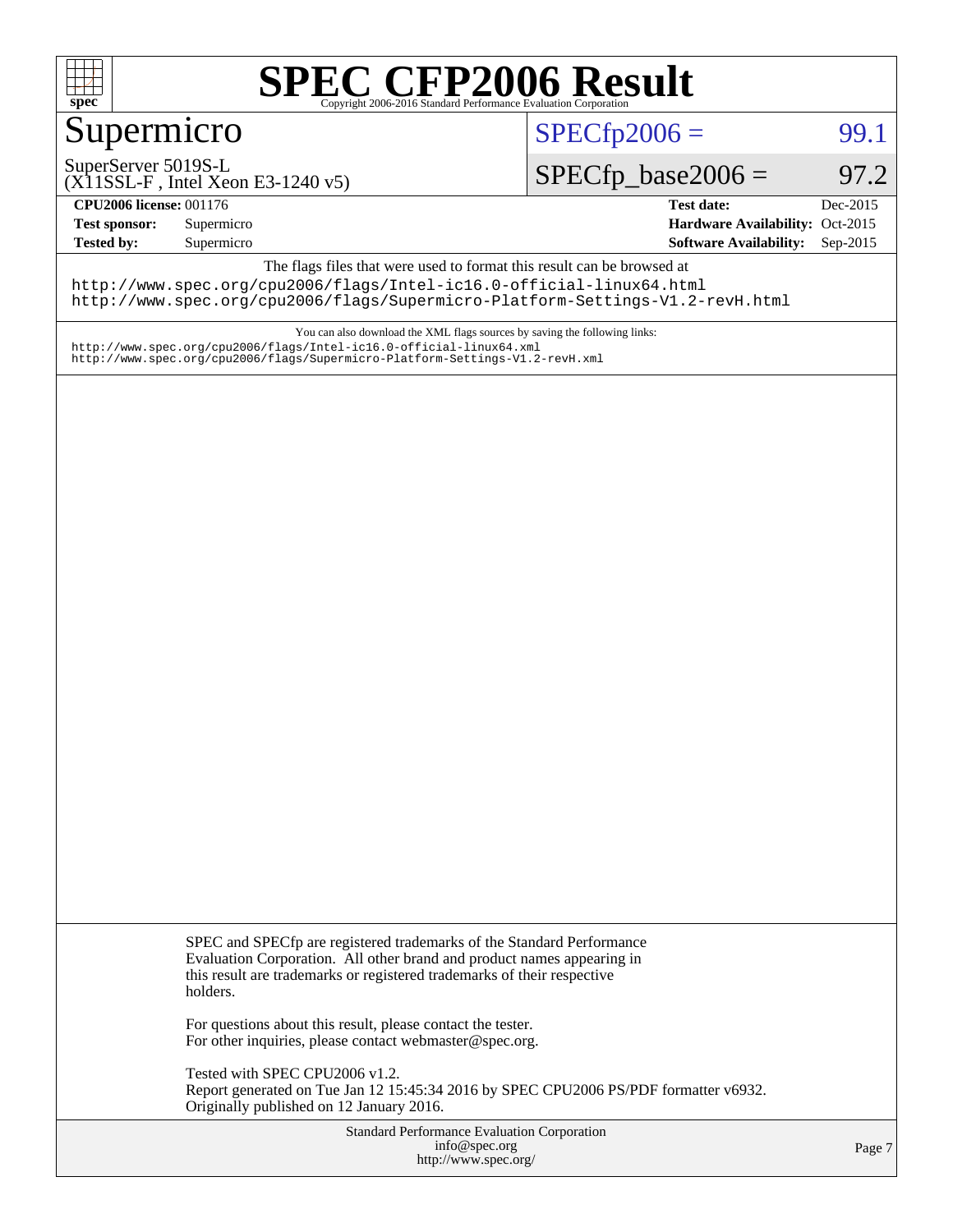# SPEC CFP2006 Result

Copyright 2006-2016 Standard Performance Evaluation Corporation

## Supermicro

SuperServer 5019S-L
(X11SSL-F , Intel Xeon E3-1240 v5)

$\text{SPECfp2006} =$ 99.1

$\text{SPECfp\_base2006} =$ 97.2

| | | | |
|---|---|---|---|
| **CPU2006 license:** 001176 | | **Test date:** | Dec-2015 |
| **Test sponsor:** | Supermicro | **Hardware Availability:** | Oct-2015 |
| **Tested by:** | Supermicro | **Software Availability:** | Sep-2015 |

The flags files that were used to format this result can be browsed at
http://www.spec.org/cpu2006/flags/Intel-ic16.0-official-linux64.html
http://www.spec.org/cpu2006/flags/Supermicro-Platform-Settings-V1.2-revH.html

You can also download the XML flags sources by saving the following links:
http://www.spec.org/cpu2006/flags/Intel-ic16.0-official-linux64.xml
http://www.spec.org/cpu2006/flags/Supermicro-Platform-Settings-V1.2-revH.xml

SPEC and SPECfp are registered trademarks of the Standard Performance Evaluation Corporation. All other brand and product names appearing in this result are trademarks or registered trademarks of their respective holders.

For questions about this result, please contact the tester.
For other inquiries, please contact webmaster@spec.org.

Tested with SPEC CPU2006 v1.2.
Report generated on Tue Jan 12 15:45:34 2016 by SPEC CPU2006 PS/PDF formatter v6932.
Originally published on 12 January 2016.

Standard Performance Evaluation Corporation
info@spec.org
http://www.spec.org/